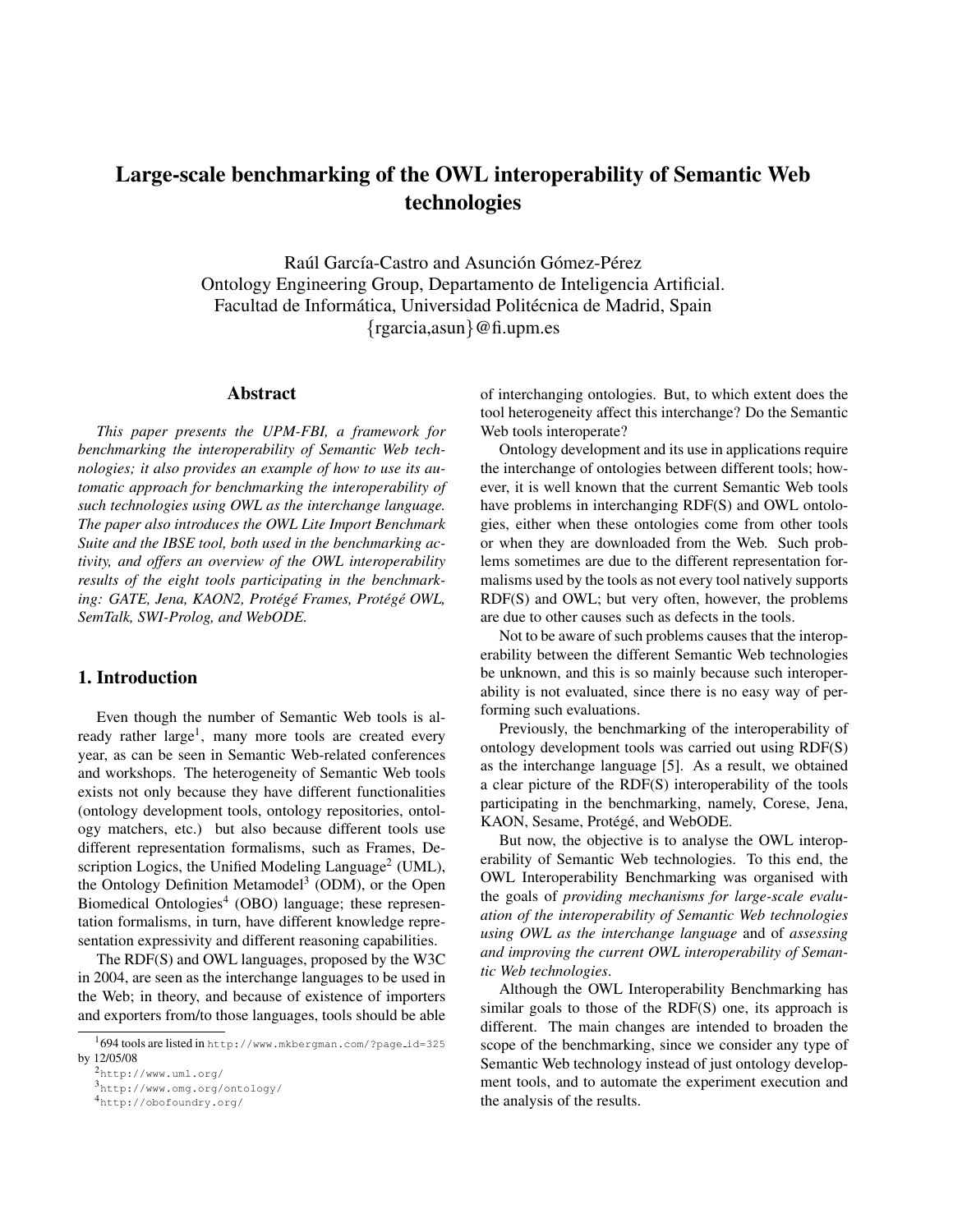# Large-scale benchmarking of the OWL interoperability of Semantic Web technologies

Raúl García-Castro and Asunción Gómez-Pérez
Ontology Engineering Group, Departamento de Inteligencia Artificial.
Facultad de Informática, Universidad Politécnica de Madrid, Spain
{rgarcia,asun}@fi.upm.es

## Abstract

*This paper presents the UPM-FBI, a framework for benchmarking the interoperability of Semantic Web technologies; it also provides an example of how to use its automatic approach for benchmarking the interoperability of such technologies using OWL as the interchange language. The paper also introduces the OWL Lite Import Benchmark Suite and the IBSE tool, both used in the benchmarking activity, and offers an overview of the OWL interoperability results of the eight tools participating in the benchmarking: GATE, Jena, KAON2, Protégé Frames, Protégé OWL, SemTalk, SWI-Prolog, and WebODE.*

## 1. Introduction

Even though the number of Semantic Web tools is already rather large[1], many more tools are created every year, as can be seen in Semantic Web-related conferences and workshops. The heterogeneity of Semantic Web tools exists not only because they have different functionalities (ontology development tools, ontology repositories, ontology matchers, etc.) but also because different tools use different representation formalisms, such as Frames, Description Logics, the Unified Modeling Language[2] (UML), the Ontology Definition Metamodel[3] (ODM), or the Open Biomedical Ontologies[4] (OBO) language; these representation formalisms, in turn, have different knowledge representation expressivity and different reasoning capabilities.

The RDF(S) and OWL languages, proposed by the W3C in 2004, are seen as the interchange languages to be used in the Web; in theory, and because of existence of importers and exporters from/to those languages, tools should be able of interchanging ontologies. But, to which extent does the tool heterogeneity affect this interchange? Do the Semantic Web tools interoperate?

Ontology development and its use in applications require the interchange of ontologies between different tools; however, it is well known that the current Semantic Web tools have problems in interchanging RDF(S) and OWL ontologies, either when these ontologies come from other tools or when they are downloaded from the Web. Such problems sometimes are due to the different representation formalisms used by the tools as not every tool natively supports RDF(S) and OWL; but very often, however, the problems are due to other causes such as defects in the tools.

Not to be aware of such problems causes that the interoperability between the different Semantic Web technologies be unknown, and this is so mainly because such interoperability is not evaluated, since there is no easy way of performing such evaluations.

Previously, the benchmarking of the interoperability of ontology development tools was carried out using RDF(S) as the interchange language [5]. As a result, we obtained a clear picture of the RDF(S) interoperability of the tools participating in the benchmarking, namely, Corese, Jena, KAON, Sesame, Protégé, and WebODE.

But now, the objective is to analyse the OWL interoperability of Semantic Web technologies. To this end, the OWL Interoperability Benchmarking was organised with the goals of *providing mechanisms for large-scale evaluation of the interoperability of Semantic Web technologies using OWL as the interchange language* and of *assessing and improving the current OWL interoperability of Semantic Web technologies*.

Although the OWL Interoperability Benchmarking has similar goals to those of the RDF(S) one, its approach is different. The main changes are intended to broaden the scope of the benchmarking, since we consider any type of Semantic Web technology instead of just ontology development tools, and to automate the experiment execution and the analysis of the results.

[1] 694 tools are listed in http://www.mkbergman.com/?page_id=325 by 12/05/08

[2] http://www.uml.org/

[3] http://www.omg.org/ontology/

[4] http://obofoundry.org/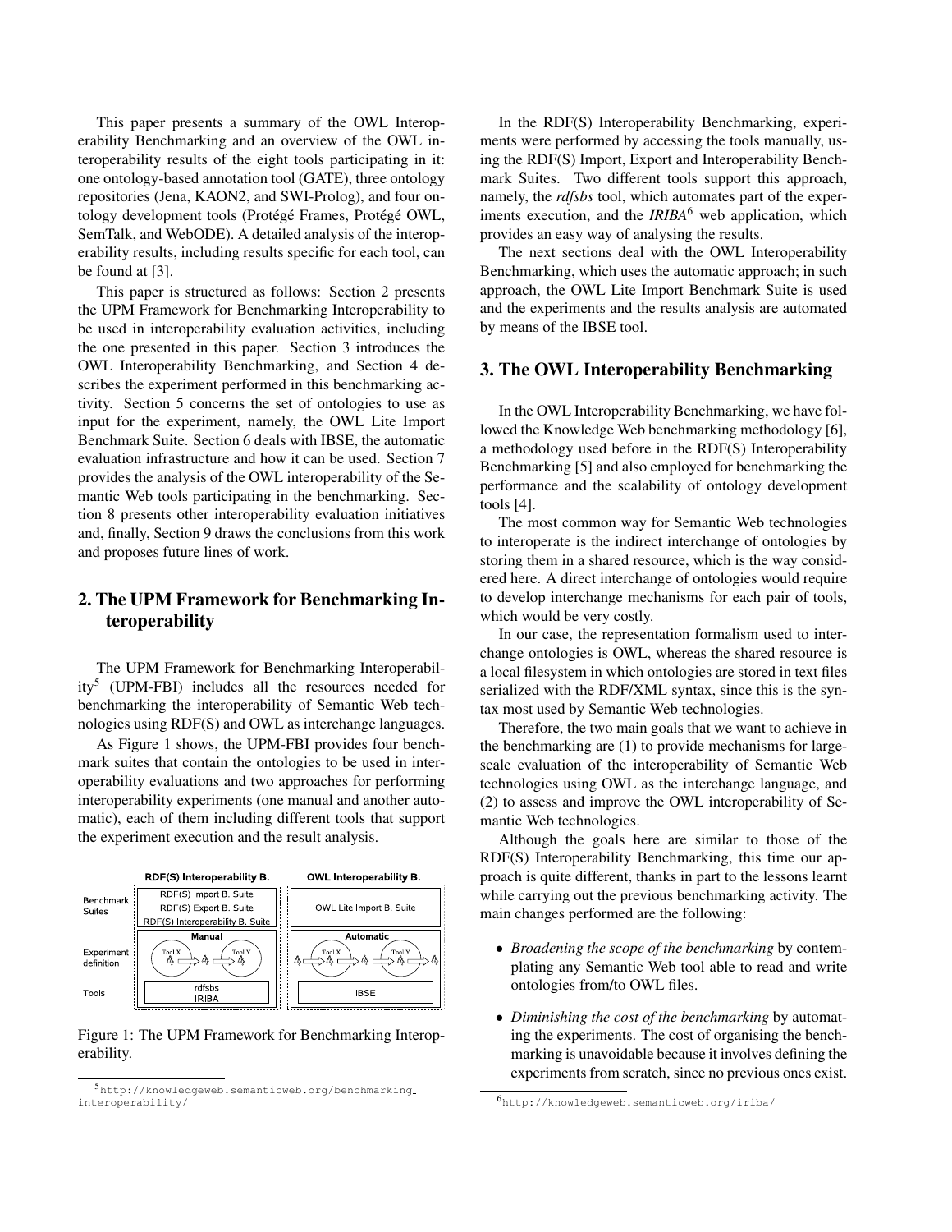This paper presents a summary of the OWL Interoperability Benchmarking and an overview of the OWL interoperability results of the eight tools participating in it: one ontology-based annotation tool (GATE), three ontology repositories (Jena, KAON2, and SWI-Prolog), and four ontology development tools (Protégé Frames, Protégé OWL, SemTalk, and WebODE). A detailed analysis of the interoperability results, including results specific for each tool, can be found at [3].

This paper is structured as follows: Section 2 presents the UPM Framework for Benchmarking Interoperability to be used in interoperability evaluation activities, including the one presented in this paper. Section 3 introduces the OWL Interoperability Benchmarking, and Section 4 describes the experiment performed in this benchmarking activity. Section 5 concerns the set of ontologies to use as input for the experiment, namely, the OWL Lite Import Benchmark Suite. Section 6 deals with IBSE, the automatic evaluation infrastructure and how it can be used. Section 7 provides the analysis of the OWL interoperability of the Semantic Web tools participating in the benchmarking. Section 8 presents other interoperability evaluation initiatives and, finally, Section 9 draws the conclusions from this work and proposes future lines of work.

## 2. The UPM Framework for Benchmarking Interoperability

The UPM Framework for Benchmarking Interoperability[5] (UPM-FBI) includes all the resources needed for benchmarking the interoperability of Semantic Web technologies using RDF(S) and OWL as interchange languages.

As Figure 1 shows, the UPM-FBI provides four benchmark suites that contain the ontologies to be used in interoperability evaluations and two approaches for performing interoperability experiments (one manual and another automatic), each of them including different tools that support the experiment execution and the result analysis.

| | RDF(S) Interoperability B. | OWL Interoperability B. |
|---|---|---|
| Benchmark Suites | RDF(S) Import B. Suite<br>RDF(S) Export B. Suite<br>RDF(S) Interoperability B. Suite | OWL Lite Import B. Suite |
| Experiment definition | Manual | Automatic |
| Tools | rdfsbs<br>IRIBA | IBSE |

Figure 1: The UPM Framework for Benchmarking Interoperability.

[5] http://knowledgeweb.semanticweb.org/benchmarking_interoperability/

In the RDF(S) Interoperability Benchmarking, experiments were performed by accessing the tools manually, using the RDF(S) Import, Export and Interoperability Benchmark Suites. Two different tools support this approach, namely, the *rdfsbs* tool, which automates part of the experiments execution, and the *IRIBA*[6] web application, which provides an easy way of analysing the results.

The next sections deal with the OWL Interoperability Benchmarking, which uses the automatic approach; in such approach, the OWL Lite Import Benchmark Suite is used and the experiments and the results analysis are automated by means of the IBSE tool.

## 3. The OWL Interoperability Benchmarking

In the OWL Interoperability Benchmarking, we have followed the Knowledge Web benchmarking methodology [6], a methodology used before in the RDF(S) Interoperability Benchmarking [5] and also employed for benchmarking the performance and the scalability of ontology development tools [4].

The most common way for Semantic Web technologies to interoperate is the indirect interchange of ontologies by storing them in a shared resource, which is the way considered here. A direct interchange of ontologies would require to develop interchange mechanisms for each pair of tools, which would be very costly.

In our case, the representation formalism used to interchange ontologies is OWL, whereas the shared resource is a local filesystem in which ontologies are stored in text files serialized with the RDF/XML syntax, since this is the syntax most used by Semantic Web technologies.

Therefore, the two main goals that we want to achieve in the benchmarking are (1) to provide mechanisms for large-scale evaluation of the interoperability of Semantic Web technologies using OWL as the interchange language, and (2) to assess and improve the OWL interoperability of Semantic Web technologies.

Although the goals here are similar to those of the RDF(S) Interoperability Benchmarking, this time our approach is quite different, thanks in part to the lessons learnt while carrying out the previous benchmarking activity. The main changes performed are the following:

- *Broadening the scope of the benchmarking* by contemplating any Semantic Web tool able to read and write ontologies from/to OWL files.
- *Diminishing the cost of the benchmarking* by automating the experiments. The cost of organising the benchmarking is unavoidable because it involves defining the experiments from scratch, since no previous ones exist.

[6] http://knowledgeweb.semanticweb.org/iriba/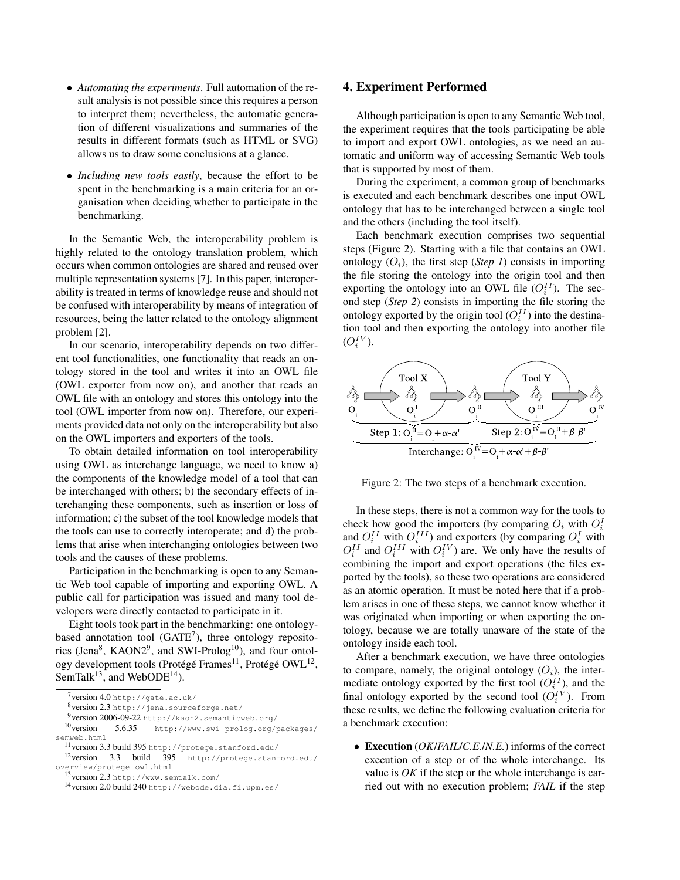- *Automating the experiments*. Full automation of the result analysis is not possible since this requires a person to interpret them; nevertheless, the automatic generation of different visualizations and summaries of the results in different formats (such as HTML or SVG) allows us to draw some conclusions at a glance.

- *Including new tools easily*, because the effort to be spent in the benchmarking is a main criteria for an organisation when deciding whether to participate in the benchmarking.

In the Semantic Web, the interoperability problem is highly related to the ontology translation problem, which occurs when common ontologies are shared and reused over multiple representation systems [7]. In this paper, interoperability is treated in terms of knowledge reuse and should not be confused with interoperability by means of integration of resources, being the latter related to the ontology alignment problem [2].

In our scenario, interoperability depends on two different tool functionalities, one functionality that reads an ontology stored in the tool and writes it into an OWL file (OWL exporter from now on), and another that reads an OWL file with an ontology and stores this ontology into the tool (OWL importer from now on). Therefore, our experiments provided data not only on the interoperability but also on the OWL importers and exporters of the tools.

To obtain detailed information on tool interoperability using OWL as interchange language, we need to know a) the components of the knowledge model of a tool that can be interchanged with others; b) the secondary effects of interchanging these components, such as insertion or loss of information; c) the subset of the tool knowledge models that the tools can use to correctly interoperate; and d) the problems that arise when interchanging ontologies between two tools and the causes of these problems.

Participation in the benchmarking is open to any Semantic Web tool capable of importing and exporting OWL. A public call for participation was issued and many tool developers were directly contacted to participate in it.

Eight tools took part in the benchmarking: one ontology-based annotation tool (GATE[7]), three ontology repositories (Jena[8], KAON2[9], and SWI-Prolog[10]), and four ontology development tools (Protégé Frames[11], Protégé OWL[12], SemTalk[13], and WebODE[14]).

[7] version 4.0 http://gate.ac.uk/

[8] version 2.3 http://jena.sourceforge.net/

[9] version 2006-09-22 http://kaon2.semanticweb.org/

[10] version 5.6.35 http://www.swi-prolog.org/packages/semweb.html

[11] version 3.3 build 395 http://protege.stanford.edu/

[12] version 3.3 build 395 http://protege.stanford.edu/overview/protege-owl.html

[13] version 2.3 http://www.semtalk.com/

[14] version 2.0 build 240 http://webode.dia.fi.upm.es/

## 4. Experiment Performed

Although participation is open to any Semantic Web tool, the experiment requires that the tools participating be able to import and export OWL ontologies, as we need an automatic and uniform way of accessing Semantic Web tools that is supported by most of them.

During the experiment, a common group of benchmarks is executed and each benchmark describes one input OWL ontology that has to be interchanged between a single tool and the others (including the tool itself).

Each benchmark execution comprises two sequential steps (Figure 2). Starting with a file that contains an OWL ontology ($O_i$), the first step (*Step 1*) consists in importing the file storing the ontology into the origin tool and then exporting the ontology into an OWL file ($O_i^{II}$). The second step (*Step 2*) consists in importing the file storing the ontology exported by the origin tool ($O_i^{II}$) into the destination tool and then exporting the ontology into another file ($O_i^{IV}$).

Tool X, Tool Y; $O_i$, $O_i^{I}$, $O_i^{II}$, $O_i^{III}$, $O_i^{IV}$

Step 1: $O_i^{II} = O_i + \alpha - \alpha'$ Step 2: $O_i^{IV} = O_i^{II} + \beta - \beta'$

Interchange: $O_i^{IV} = O_i + \alpha - \alpha' + \beta - \beta'$

Figure 2: The two steps of a benchmark execution.

In these steps, there is not a common way for the tools to check how good the importers (by comparing $O_i$ with $O_i^{I}$ and $O_i^{II}$ with $O_i^{III}$) and exporters (by comparing $O_i^{I}$ with $O_i^{II}$ and $O_i^{III}$ with $O_i^{IV}$) are. We only have the results of combining the import and export operations (the files exported by the tools), so these two operations are considered as an atomic operation. It must be noted here that if a problem arises in one of these steps, we cannot know whether it was originated when importing or when exporting the ontology, because we are totally unaware of the state of the ontology inside each tool.

After a benchmark execution, we have three ontologies to compare, namely, the original ontology ($O_i$), the intermediate ontology exported by the first tool ($O_i^{II}$), and the final ontology exported by the second tool ($O_i^{IV}$). From these results, we define the following evaluation criteria for a benchmark execution:

- **Execution** (*OK*/*FAIL*/*C.E.*/*N.E.*) informs of the correct execution of a step or of the whole interchange. Its value is *OK* if the step or the whole interchange is carried out with no execution problem; *FAIL* if the step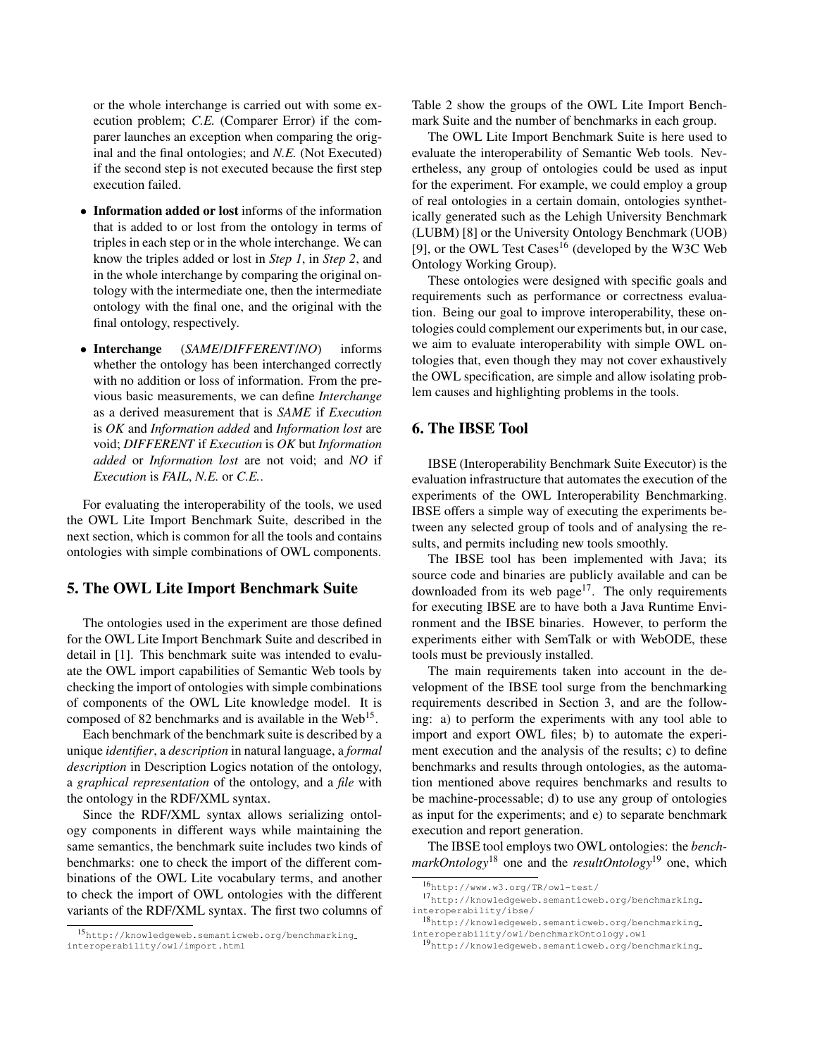or the whole interchange is carried out with some execution problem; *C.E.* (Comparer Error) if the comparer launches an exception when comparing the original and the final ontologies; and *N.E.* (Not Executed) if the second step is not executed because the first step execution failed.

- **Information added or lost** informs of the information that is added to or lost from the ontology in terms of triples in each step or in the whole interchange. We can know the triples added or lost in *Step 1*, in *Step 2*, and in the whole interchange by comparing the original ontology with the intermediate one, then the intermediate ontology with the final one, and the original with the final ontology, respectively.

- **Interchange** (*SAME*/*DIFFERENT*/*NO*) informs whether the ontology has been interchanged correctly with no addition or loss of information. From the previous basic measurements, we can define *Interchange* as a derived measurement that is *SAME* if *Execution* is *OK* and *Information added* and *Information lost* are void; *DIFFERENT* if *Execution* is *OK* but *Information added* or *Information lost* are not void; and *NO* if *Execution* is *FAIL*, *N.E.* or *C.E.*.

For evaluating the interoperability of the tools, we used the OWL Lite Import Benchmark Suite, described in the next section, which is common for all the tools and contains ontologies with simple combinations of OWL components.

## 5. The OWL Lite Import Benchmark Suite

The ontologies used in the experiment are those defined for the OWL Lite Import Benchmark Suite and described in detail in [1]. This benchmark suite was intended to evaluate the OWL import capabilities of Semantic Web tools by checking the import of ontologies with simple combinations of components of the OWL Lite knowledge model. It is composed of 82 benchmarks and is available in the Web[15].

Each benchmark of the benchmark suite is described by a unique *identifier*, a *description* in natural language, a *formal description* in Description Logics notation of the ontology, a *graphical representation* of the ontology, and a *file* with the ontology in the RDF/XML syntax.

Since the RDF/XML syntax allows serializing ontology components in different ways while maintaining the same semantics, the benchmark suite includes two kinds of benchmarks: one to check the import of the different combinations of the OWL Lite vocabulary terms, and another to check the import of OWL ontologies with the different variants of the RDF/XML syntax. The first two columns of Table 2 show the groups of the OWL Lite Import Benchmark Suite and the number of benchmarks in each group.

The OWL Lite Import Benchmark Suite is here used to evaluate the interoperability of Semantic Web tools. Nevertheless, any group of ontologies could be used as input for the experiment. For example, we could employ a group of real ontologies in a certain domain, ontologies synthetically generated such as the Lehigh University Benchmark (LUBM) [8] or the University Ontology Benchmark (UOB) [9], or the OWL Test Cases[16] (developed by the W3C Web Ontology Working Group).

These ontologies were designed with specific goals and requirements such as performance or correctness evaluation. Being our goal to improve interoperability, these ontologies could complement our experiments but, in our case, we aim to evaluate interoperability with simple OWL ontologies that, even though they may not cover exhaustively the OWL specification, are simple and allow isolating problem causes and highlighting problems in the tools.

## 6. The IBSE Tool

IBSE (Interoperability Benchmark Suite Executor) is the evaluation infrastructure that automates the execution of the experiments of the OWL Interoperability Benchmarking. IBSE offers a simple way of executing the experiments between any selected group of tools and of analysing the results, and permits including new tools smoothly.

The IBSE tool has been implemented with Java; its source code and binaries are publicly available and can be downloaded from its web page[17]. The only requirements for executing IBSE are to have both a Java Runtime Environment and the IBSE binaries. However, to perform the experiments either with SemTalk or with WebODE, these tools must be previously installed.

The main requirements taken into account in the development of the IBSE tool surge from the benchmarking requirements described in Section 3, and are the following: a) to perform the experiments with any tool able to import and export OWL files; b) to automate the experiment execution and the analysis of the results; c) to define benchmarks and results through ontologies, as the automation mentioned above requires benchmarks and results to be machine-processable; d) to use any group of ontologies as input for the experiments; and e) to separate benchmark execution and report generation.

The IBSE tool employs two OWL ontologies: the *benchmarkOntology*[18] one and the *resultOntology*[19] one, which

[15] http://knowledgeweb.semanticweb.org/benchmarking_interoperability/owl/import.html

[16] http://www.w3.org/TR/owl-test/

[17] http://knowledgeweb.semanticweb.org/benchmarking_interoperability/ibse/

[18] http://knowledgeweb.semanticweb.org/benchmarking_interoperability/owl/benchmarkOntology.owl

[19] http://knowledgeweb.semanticweb.org/benchmarking_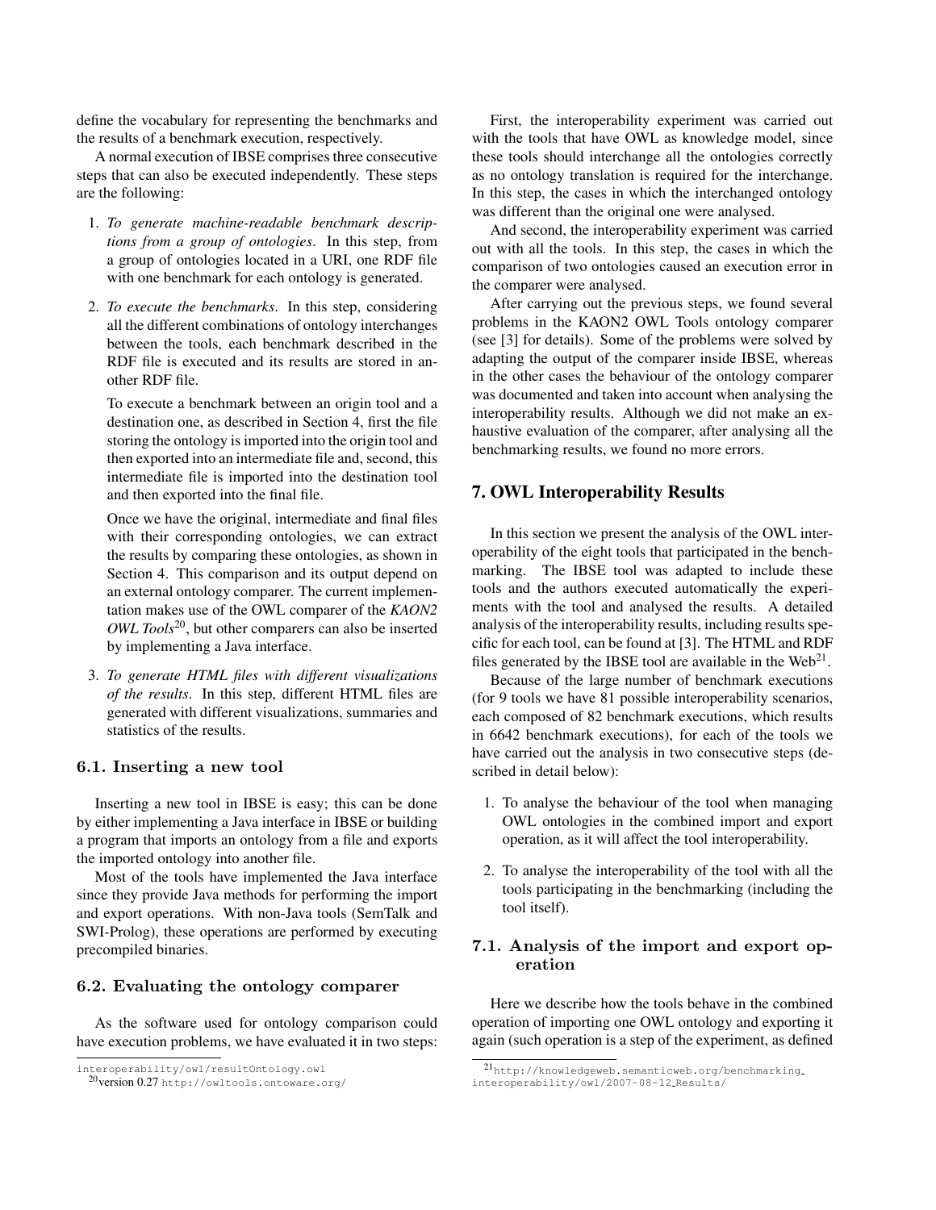define the vocabulary for representing the benchmarks and the results of a benchmark execution, respectively.

A normal execution of IBSE comprises three consecutive steps that can also be executed independently. These steps are the following:

1. *To generate machine-readable benchmark descriptions from a group of ontologies*. In this step, from a group of ontologies located in a URI, one RDF file with one benchmark for each ontology is generated.

2. *To execute the benchmarks*. In this step, considering all the different combinations of ontology interchanges between the tools, each benchmark described in the RDF file is executed and its results are stored in another RDF file.

   To execute a benchmark between an origin tool and a destination one, as described in Section 4, first the file storing the ontology is imported into the origin tool and then exported into an intermediate file and, second, this intermediate file is imported into the destination tool and then exported into the final file.

   Once we have the original, intermediate and final files with their corresponding ontologies, we can extract the results by comparing these ontologies, as shown in Section 4. This comparison and its output depend on an external ontology comparer. The current implementation makes use of the OWL comparer of the *KAON2 OWL Tools*[20], but other comparers can also be inserted by implementing a Java interface.

3. *To generate HTML files with different visualizations of the results*. In this step, different HTML files are generated with different visualizations, summaries and statistics of the results.

### 6.1. Inserting a new tool

Inserting a new tool in IBSE is easy; this can be done by either implementing a Java interface in IBSE or building a program that imports an ontology from a file and exports the imported ontology into another file.

Most of the tools have implemented the Java interface since they provide Java methods for performing the import and export operations. With non-Java tools (SemTalk and SWI-Prolog), these operations are performed by executing precompiled binaries.

### 6.2. Evaluating the ontology comparer

As the software used for ontology comparison could have execution problems, we have evaluated it in two steps:

First, the interoperability experiment was carried out with the tools that have OWL as knowledge model, since these tools should interchange all the ontologies correctly as no ontology translation is required for the interchange. In this step, the cases in which the interchanged ontology was different than the original one were analysed.

And second, the interoperability experiment was carried out with all the tools. In this step, the cases in which the comparison of two ontologies caused an execution error in the comparer were analysed.

After carrying out the previous steps, we found several problems in the KAON2 OWL Tools ontology comparer (see [3] for details). Some of the problems were solved by adapting the output of the comparer inside IBSE, whereas in the other cases the behaviour of the ontology comparer was documented and taken into account when analysing the interoperability results. Although we did not make an exhaustive evaluation of the comparer, after analysing all the benchmarking results, we found no more errors.

## 7. OWL Interoperability Results

In this section we present the analysis of the OWL interoperability of the eight tools that participated in the benchmarking. The IBSE tool was adapted to include these tools and the authors executed automatically the experiments with the tool and analysed the results. A detailed analysis of the interoperability results, including results specific for each tool, can be found at [3]. The HTML and RDF files generated by the IBSE tool are available in the Web[21].

Because of the large number of benchmark executions (for 9 tools we have 81 possible interoperability scenarios, each composed of 82 benchmark executions, which results in 6642 benchmark executions), for each of the tools we have carried out the analysis in two consecutive steps (described in detail below):

1. To analyse the behaviour of the tool when managing OWL ontologies in the combined import and export operation, as it will affect the tool interoperability.

2. To analyse the interoperability of the tool with all the tools participating in the benchmarking (including the tool itself).

### 7.1. Analysis of the import and export operation

Here we describe how the tools behave in the combined operation of importing one OWL ontology and exporting it again (such operation is a step of the experiment, as defined

interoperability/owl/resultOntology.owl

[20] version 0.27 http://owltools.ontoware.org/

[21] http://knowledgeweb.semanticweb.org/benchmarking_interoperability/owl/2007-08-12_Results/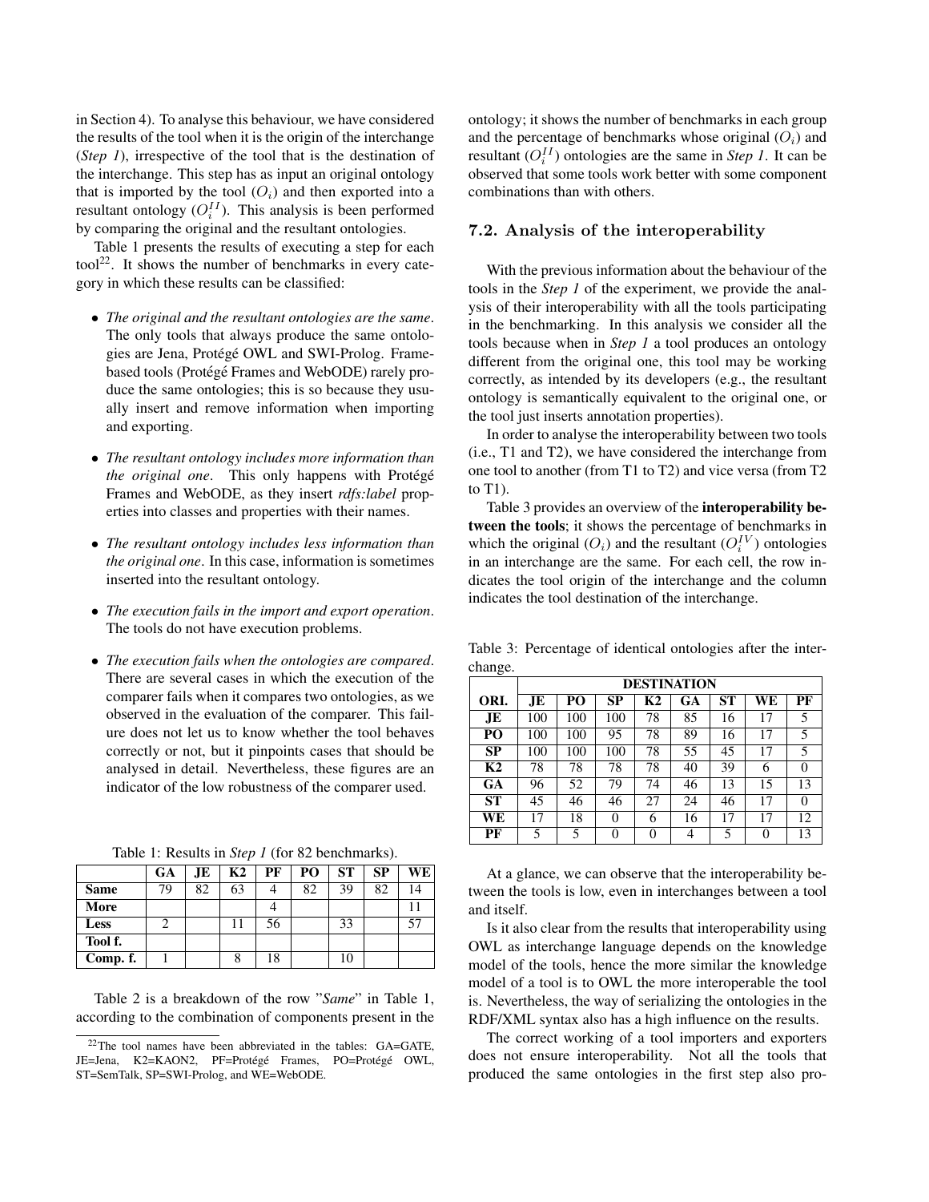in Section 4). To analyse this behaviour, we have considered the results of the tool when it is the origin of the interchange (*Step 1*), irrespective of the tool that is the destination of the interchange. This step has as input an original ontology that is imported by the tool ($O_i$) and then exported into a resultant ontology ($O_i^{II}$). This analysis is been performed by comparing the original and the resultant ontologies.

Table 1 presents the results of executing a step for each tool[22]. It shows the number of benchmarks in every category in which these results can be classified:

- *The original and the resultant ontologies are the same*. The only tools that always produce the same ontologies are Jena, Protégé OWL and SWI-Prolog. Frame-based tools (Protégé Frames and WebODE) rarely produce the same ontologies; this is so because they usually insert and remove information when importing and exporting.
- *The resultant ontology includes more information than the original one*. This only happens with Protégé Frames and WebODE, as they insert *rdfs:label* properties into classes and properties with their names.
- *The resultant ontology includes less information than the original one*. In this case, information is sometimes inserted into the resultant ontology.
- *The execution fails in the import and export operation*. The tools do not have execution problems.
- *The execution fails when the ontologies are compared*. There are several cases in which the execution of the comparer fails when it compares two ontologies, as we observed in the evaluation of the comparer. This failure does not let us to know whether the tool behaves correctly or not, but it pinpoints cases that should be analysed in detail. Nevertheless, these figures are an indicator of the low robustness of the comparer used.

Table 1: Results in *Step 1* (for 82 benchmarks).

| | GA | JE | K2 | PF | PO | ST | SP | WE |
|---|---|---|---|---|---|---|---|---|
| **Same** | 79 | 82 | 63 | 4 | 82 | 39 | 82 | 14 |
| **More** | | | | 4 | | | | 11 |
| **Less** | 2 | | 11 | 56 | | 33 | | 57 |
| **Tool f.** | | | | | | | | |
| **Comp. f.** | 1 | | 8 | 18 | | 10 | | |

Table 2 is a breakdown of the row "*Same*" in Table 1, according to the combination of components present in the ontology; it shows the number of benchmarks in each group and the percentage of benchmarks whose original ($O_i$) and resultant ($O_i^{II}$) ontologies are the same in *Step 1*. It can be observed that some tools work better with some component combinations than with others.

### 7.2. Analysis of the interoperability

With the previous information about the behaviour of the tools in the *Step 1* of the experiment, we provide the analysis of their interoperability with all the tools participating in the benchmarking. In this analysis we consider all the tools because when in *Step 1* a tool produces an ontology different from the original one, this tool may be working correctly, as intended by its developers (e.g., the resultant ontology is semantically equivalent to the original one, or the tool just inserts annotation properties).

In order to analyse the interoperability between two tools (i.e., T1 and T2), we have considered the interchange from one tool to another (from T1 to T2) and vice versa (from T2 to T1).

Table 3 provides an overview of the **interoperability between the tools**; it shows the percentage of benchmarks in which the original ($O_i$) and the resultant ($O_i^{IV}$) ontologies in an interchange are the same. For each cell, the row indicates the tool origin of the interchange and the column indicates the tool destination of the interchange.

Table 3: Percentage of identical ontologies after the interchange.

| | DESTINATION | | | | | | | |
|---|---|---|---|---|---|---|---|---|
| **ORI.** | **JE** | **PO** | **SP** | **K2** | **GA** | **ST** | **WE** | **PF** |
| **JE** | 100 | 100 | 100 | 78 | 85 | 16 | 17 | 5 |
| **PO** | 100 | 100 | 95 | 78 | 89 | 16 | 17 | 5 |
| **SP** | 100 | 100 | 100 | 78 | 55 | 45 | 17 | 5 |
| **K2** | 78 | 78 | 78 | 78 | 40 | 39 | 6 | 0 |
| **GA** | 96 | 52 | 79 | 74 | 46 | 13 | 15 | 13 |
| **ST** | 45 | 46 | 46 | 27 | 24 | 46 | 17 | 0 |
| **WE** | 17 | 18 | 0 | 6 | 16 | 17 | 17 | 12 |
| **PF** | 5 | 5 | 0 | 0 | 4 | 5 | 0 | 13 |

At a glance, we can observe that the interoperability between the tools is low, even in interchanges between a tool and itself.

Is it also clear from the results that interoperability using OWL as interchange language depends on the knowledge model of the tools, hence the more similar the knowledge model of a tool is to OWL the more interoperable the tool is. Nevertheless, the way of serializing the ontologies in the RDF/XML syntax also has a high influence on the results.

The correct working of a tool importers and exporters does not ensure interoperability. Not all the tools that produced the same ontologies in the first step also pro-

[22] The tool names have been abbreviated in the tables: GA=GATE, JE=Jena, K2=KAON2, PF=Protégé Frames, PO=Protégé OWL, ST=SemTalk, SP=SWI-Prolog, and WE=WebODE.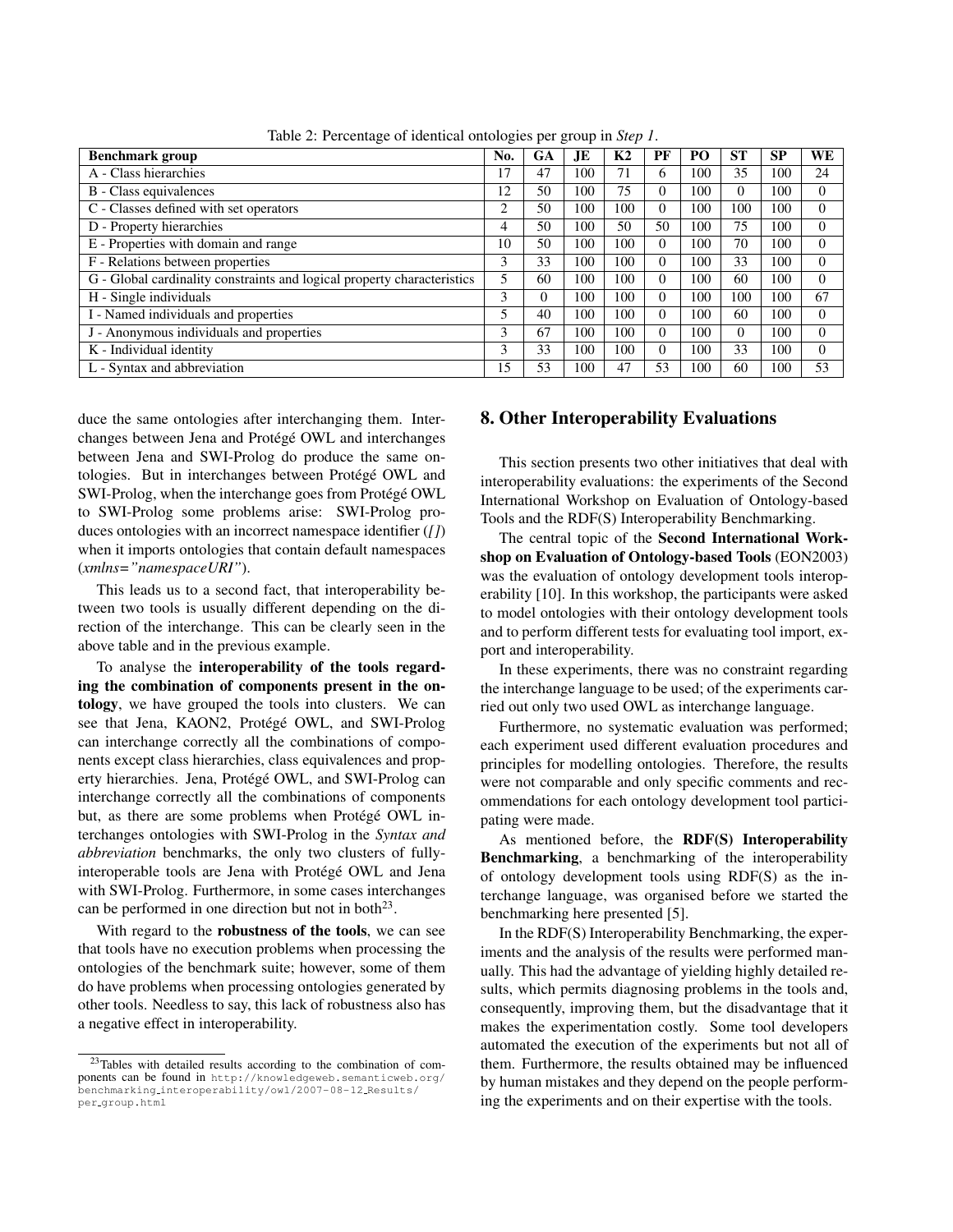Table 2: Percentage of identical ontologies per group in *Step 1*.

| Benchmark group | No. | GA | JE | K2 | PF | PO | ST | SP | WE |
|---|---|---|---|---|---|---|---|---|---|
| A - Class hierarchies | 17 | 47 | 100 | 71 | 6 | 100 | 35 | 100 | 24 |
| B - Class equivalences | 12 | 50 | 100 | 75 | 0 | 100 | 0 | 100 | 0 |
| C - Classes defined with set operators | 2 | 50 | 100 | 100 | 0 | 100 | 100 | 100 | 0 |
| D - Property hierarchies | 4 | 50 | 100 | 50 | 50 | 100 | 75 | 100 | 0 |
| E - Properties with domain and range | 10 | 50 | 100 | 100 | 0 | 100 | 70 | 100 | 0 |
| F - Relations between properties | 3 | 33 | 100 | 100 | 0 | 100 | 33 | 100 | 0 |
| G - Global cardinality constraints and logical property characteristics | 5 | 60 | 100 | 100 | 0 | 100 | 60 | 100 | 0 |
| H - Single individuals | 3 | 0 | 100 | 100 | 0 | 100 | 100 | 100 | 67 |
| I - Named individuals and properties | 5 | 40 | 100 | 100 | 0 | 100 | 60 | 100 | 0 |
| J - Anonymous individuals and properties | 3 | 67 | 100 | 100 | 0 | 100 | 0 | 100 | 0 |
| K - Individual identity | 3 | 33 | 100 | 100 | 0 | 100 | 33 | 100 | 0 |
| L - Syntax and abbreviation | 15 | 53 | 100 | 47 | 53 | 100 | 60 | 100 | 53 |

duce the same ontologies after interchanging them. Interchanges between Jena and Protégé OWL and interchanges between Jena and SWI-Prolog do produce the same ontologies. But in interchanges between Protégé OWL and SWI-Prolog, when the interchange goes from Protégé OWL to SWI-Prolog some problems arise: SWI-Prolog produces ontologies with an incorrect namespace identifier (*[]*) when it imports ontologies that contain default namespaces (*xmlns="namespaceURI"*).

This leads us to a second fact, that interoperability between two tools is usually different depending on the direction of the interchange. This can be clearly seen in the above table and in the previous example.

To analyse the **interoperability of the tools regarding the combination of components present in the ontology**, we have grouped the tools into clusters. We can see that Jena, KAON2, Protégé OWL, and SWI-Prolog can interchange correctly all the combinations of components except class hierarchies, class equivalences and property hierarchies. Jena, Protégé OWL, and SWI-Prolog can interchange correctly all the combinations of components but, as there are some problems when Protégé OWL interchanges ontologies with SWI-Prolog in the *Syntax and abbreviation* benchmarks, the only two clusters of fully-interoperable tools are Jena with Protégé OWL and Jena with SWI-Prolog. Furthermore, in some cases interchanges can be performed in one direction but not in both[23].

With regard to the **robustness of the tools**, we can see that tools have no execution problems when processing the ontologies of the benchmark suite; however, some of them do have problems when processing ontologies generated by other tools. Needless to say, this lack of robustness also has a negative effect in interoperability.

[23]Tables with detailed results according to the combination of components can be found in http://knowledgeweb.semanticweb.org/benchmarking_interoperability/owl/2007-08-12_Results/per_group.html

## 8. Other Interoperability Evaluations

This section presents two other initiatives that deal with interoperability evaluations: the experiments of the Second International Workshop on Evaluation of Ontology-based Tools and the RDF(S) Interoperability Benchmarking.

The central topic of the **Second International Workshop on Evaluation of Ontology-based Tools** (EON2003) was the evaluation of ontology development tools interoperability [10]. In this workshop, the participants were asked to model ontologies with their ontology development tools and to perform different tests for evaluating tool import, export and interoperability.

In these experiments, there was no constraint regarding the interchange language to be used; of the experiments carried out only two used OWL as interchange language.

Furthermore, no systematic evaluation was performed; each experiment used different evaluation procedures and principles for modelling ontologies. Therefore, the results were not comparable and only specific comments and recommendations for each ontology development tool participating were made.

As mentioned before, the **RDF(S) Interoperability Benchmarking**, a benchmarking of the interoperability of ontology development tools using RDF(S) as the interchange language, was organised before we started the benchmarking here presented [5].

In the RDF(S) Interoperability Benchmarking, the experiments and the analysis of the results were performed manually. This had the advantage of yielding highly detailed results, which permits diagnosing problems in the tools and, consequently, improving them, but the disadvantage that it makes the experimentation costly. Some tool developers automated the execution of the experiments but not all of them. Furthermore, the results obtained may be influenced by human mistakes and they depend on the people performing the experiments and on their expertise with the tools.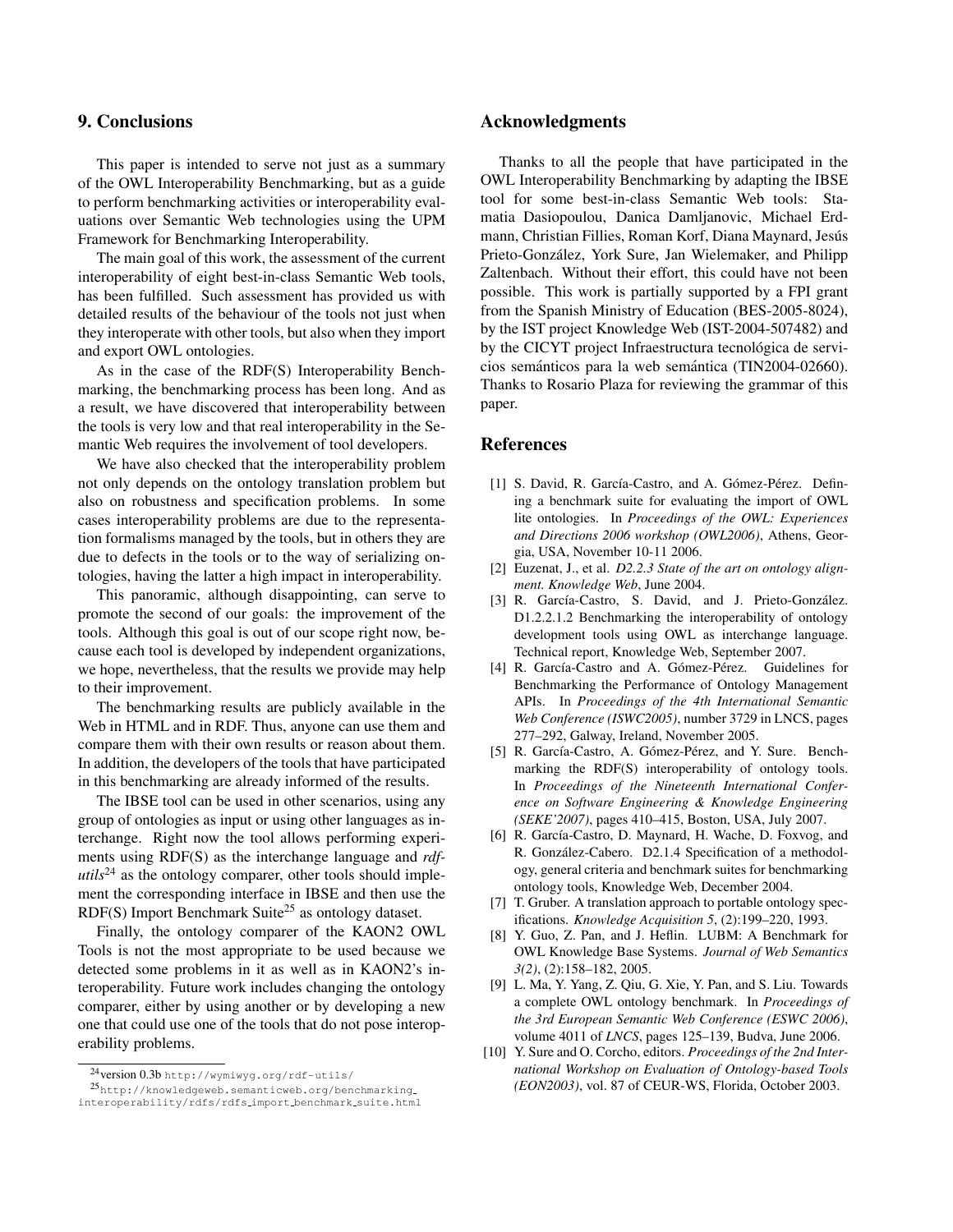## 9. Conclusions

This paper is intended to serve not just as a summary of the OWL Interoperability Benchmarking, but as a guide to perform benchmarking activities or interoperability evaluations over Semantic Web technologies using the UPM Framework for Benchmarking Interoperability.

The main goal of this work, the assessment of the current interoperability of eight best-in-class Semantic Web tools, has been fulfilled. Such assessment has provided us with detailed results of the behaviour of the tools not just when they interoperate with other tools, but also when they import and export OWL ontologies.

As in the case of the RDF(S) Interoperability Benchmarking, the benchmarking process has been long. And as a result, we have discovered that interoperability between the tools is very low and that real interoperability in the Semantic Web requires the involvement of tool developers.

We have also checked that the interoperability problem not only depends on the ontology translation problem but also on robustness and specification problems. In some cases interoperability problems are due to the representation formalisms managed by the tools, but in others they are due to defects in the tools or to the way of serializing ontologies, having the latter a high impact in interoperability.

This panoramic, although disappointing, can serve to promote the second of our goals: the improvement of the tools. Although this goal is out of our scope right now, because each tool is developed by independent organizations, we hope, nevertheless, that the results we provide may help to their improvement.

The benchmarking results are publicly available in the Web in HTML and in RDF. Thus, anyone can use them and compare them with their own results or reason about them. In addition, the developers of the tools that have participated in this benchmarking are already informed of the results.

The IBSE tool can be used in other scenarios, using any group of ontologies as input or using other languages as interchange. Right now the tool allows performing experiments using RDF(S) as the interchange language and *rdf-utils*[24] as the ontology comparer, other tools should implement the corresponding interface in IBSE and then use the RDF(S) Import Benchmark Suite[25] as ontology dataset.

Finally, the ontology comparer of the KAON2 OWL Tools is not the most appropriate to be used because we detected some problems in it as well as in KAON2's interoperability. Future work includes changing the ontology comparer, either by using another or by developing a new one that could use one of the tools that do not pose interoperability problems.

[24] version 0.3b http://wymiwyg.org/rdf-utils/

[25] http://knowledgeweb.semanticweb.org/benchmarking_interoperability/rdfs/rdfs_import_benchmark_suite.html

## Acknowledgments

Thanks to all the people that have participated in the OWL Interoperability Benchmarking by adapting the IBSE tool for some best-in-class Semantic Web tools: Stamatia Dasiopoulou, Danica Damljanovic, Michael Erdmann, Christian Fillies, Roman Korf, Diana Maynard, Jesús Prieto-González, York Sure, Jan Wielemaker, and Philipp Zaltenbach. Without their effort, this could have not been possible. This work is partially supported by a FPI grant from the Spanish Ministry of Education (BES-2005-8024), by the IST project Knowledge Web (IST-2004-507482) and by the CICYT project Infraestructura tecnológica de servicios semánticos para la web semántica (TIN2004-02660). Thanks to Rosario Plaza for reviewing the grammar of this paper.

## References

[1] S. David, R. García-Castro, and A. Gómez-Pérez. Defining a benchmark suite for evaluating the import of OWL lite ontologies. In *Proceedings of the OWL: Experiences and Directions 2006 workshop (OWL2006)*, Athens, Georgia, USA, November 10-11 2006.

[2] Euzenat, J., et al. *D2.2.3 State of the art on ontology alignment. Knowledge Web*, June 2004.

[3] R. García-Castro, S. David, and J. Prieto-González. D1.2.2.1.2 Benchmarking the interoperability of ontology development tools using OWL as interchange language. Technical report, Knowledge Web, September 2007.

[4] R. García-Castro and A. Gómez-Pérez. Guidelines for Benchmarking the Performance of Ontology Management APIs. In *Proceedings of the 4th International Semantic Web Conference (ISWC2005)*, number 3729 in LNCS, pages 277–292, Galway, Ireland, November 2005.

[5] R. García-Castro, A. Gómez-Pérez, and Y. Sure. Benchmarking the RDF(S) interoperability of ontology tools. In *Proceedings of the Nineteenth International Conference on Software Engineering & Knowledge Engineering (SEKE'2007)*, pages 410–415, Boston, USA, July 2007.

[6] R. García-Castro, D. Maynard, H. Wache, D. Foxvog, and R. González-Cabero. D2.1.4 Specification of a methodology, general criteria and benchmark suites for benchmarking ontology tools, Knowledge Web, December 2004.

[7] T. Gruber. A translation approach to portable ontology specifications. *Knowledge Acquisition 5*, (2):199–220, 1993.

[8] Y. Guo, Z. Pan, and J. Heflin. LUBM: A Benchmark for OWL Knowledge Base Systems. *Journal of Web Semantics 3(2)*, (2):158–182, 2005.

[9] L. Ma, Y. Yang, Z. Qiu, G. Xie, Y. Pan, and S. Liu. Towards a complete OWL ontology benchmark. In *Proceedings of the 3rd European Semantic Web Conference (ESWC 2006)*, volume 4011 of *LNCS*, pages 125–139, Budva, June 2006.

[10] Y. Sure and O. Corcho, editors. *Proceedings of the 2nd International Workshop on Evaluation of Ontology-based Tools (EON2003)*, vol. 87 of CEUR-WS, Florida, October 2003.